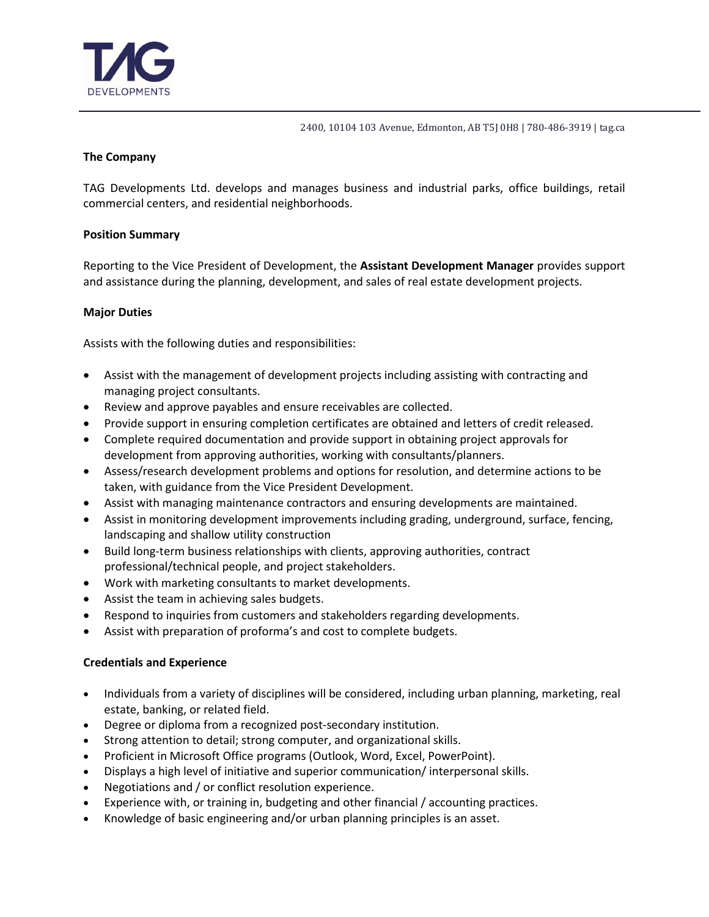2400, 10104 103 Avenue, Edmonton, AB T5J 0H8 | 780-486-3919 | tag.ca

**The Company**

TAG Developments Ltd. develops and manages business and industrial parks, office buildings, retail commercial centers, and residential neighborhoods.

**Position Summary**

Reporting to the Vice President of Development, the **Assistant Development Manager** provides support and assistance during the planning, development, and sales of real estate development projects.

**Major Duties**

Assists with the following duties and responsibilities:

- Assist with the management of development projects including assisting with contracting and managing project consultants.
- Review and approve payables and ensure receivables are collected.
- Provide support in ensuring completion certificates are obtained and letters of credit released.
- Complete required documentation and provide support in obtaining project approvals for development from approving authorities, working with consultants/planners.
- Assess/research development problems and options for resolution, and determine actions to be taken, with guidance from the Vice President Development.
- Assist with managing maintenance contractors and ensuring developments are maintained.
- Assist in monitoring development improvements including grading, underground, surface, fencing, landscaping and shallow utility construction
- Build long-term business relationships with clients, approving authorities, contract professional/technical people, and project stakeholders.
- Work with marketing consultants to market developments.
- Assist the team in achieving sales budgets.
- Respond to inquiries from customers and stakeholders regarding developments.
- Assist with preparation of proforma's and cost to complete budgets.

**Credentials and Experience**

- Individuals from a variety of disciplines will be considered, including urban planning, marketing, real estate, banking, or related field.
- Degree or diploma from a recognized post-secondary institution.
- Strong attention to detail; strong computer, and organizational skills.
- Proficient in Microsoft Office programs (Outlook, Word, Excel, PowerPoint).
- Displays a high level of initiative and superior communication/ interpersonal skills.
- Negotiations and / or conflict resolution experience.
- Experience with, or training in, budgeting and other financial / accounting practices.
- Knowledge of basic engineering and/or urban planning principles is an asset.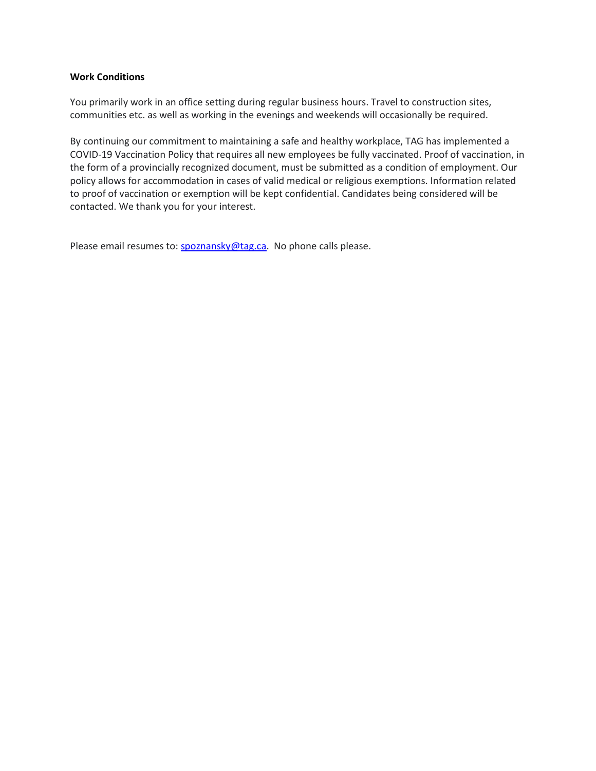**Work Conditions**

You primarily work in an office setting during regular business hours. Travel to construction sites, communities etc. as well as working in the evenings and weekends will occasionally be required.

By continuing our commitment to maintaining a safe and healthy workplace, TAG has implemented a COVID-19 Vaccination Policy that requires all new employees be fully vaccinated. Proof of vaccination, in the form of a provincially recognized document, must be submitted as a condition of employment. Our policy allows for accommodation in cases of valid medical or religious exemptions. Information related to proof of vaccination or exemption will be kept confidential. Candidates being considered will be contacted. We thank you for your interest.

Please email resumes to: spoznansky@tag.ca. No phone calls please.